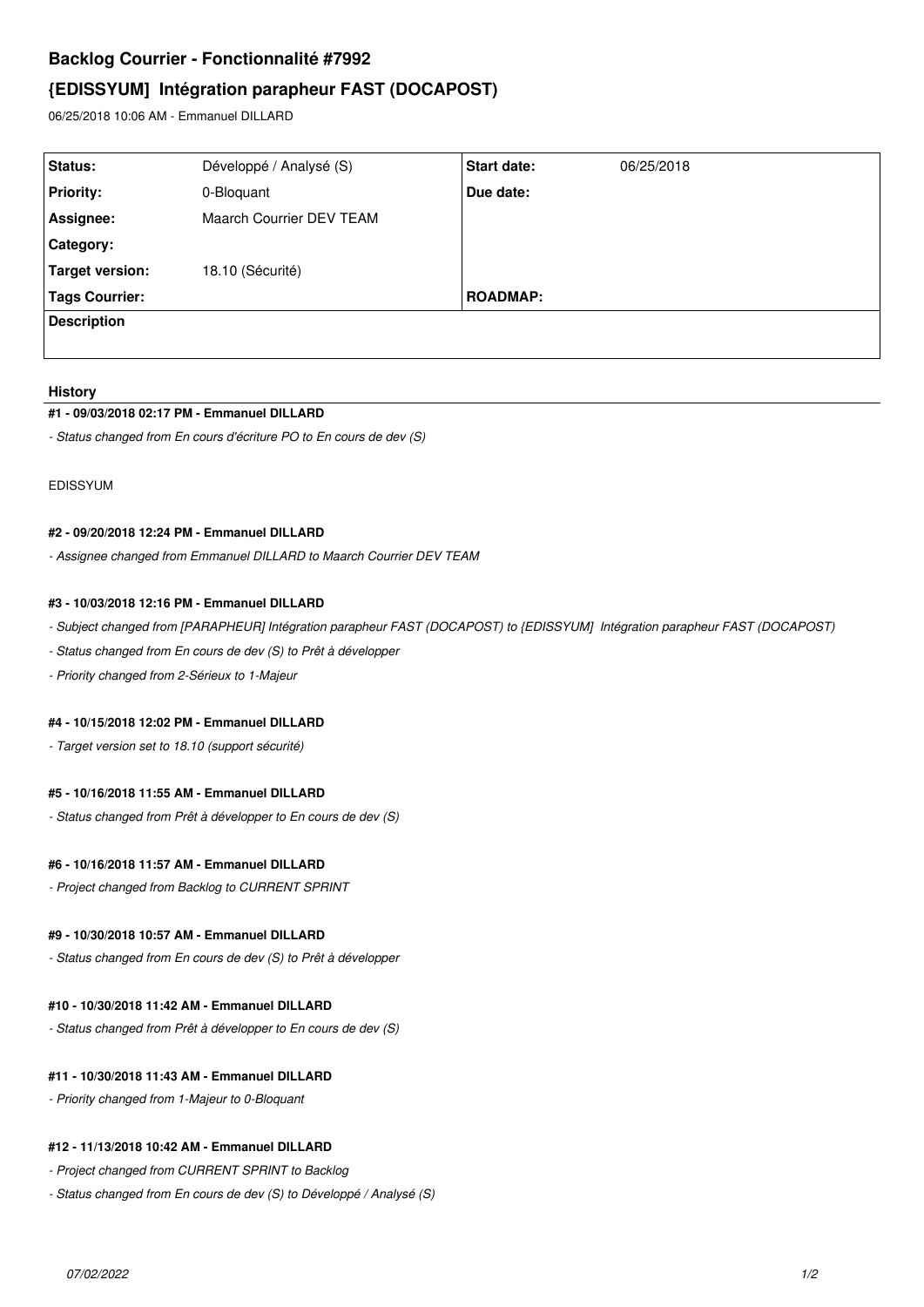# Backlog Courrier - Fonctionnalité #7992

## {EDISSYUM]  Intégration parapheur FAST (DOCAPOST)

06/25/2018 10:06 AM - Emmanuel DILLARD

| Status: | Développé / Analysé (S) | Start date: | 06/25/2018 |
|---|---|---|---|
| Priority: | 0-Bloquant | Due date: | |
| Assignee: | Maarch Courrier DEV TEAM | | |
| Category: | | | |
| Target version: | 18.10 (Sécurité) | | |
| Tags Courrier: | | ROADMAP: | |
| Description | | | |

### History

#### #1 - 09/03/2018 02:17 PM - Emmanuel DILLARD

*- Status changed from En cours d'écriture PO to En cours de dev (S)*

EDISSYUM

#### #2 - 09/20/2018 12:24 PM - Emmanuel DILLARD

*- Assignee changed from Emmanuel DILLARD to Maarch Courrier DEV TEAM*

#### #3 - 10/03/2018 12:16 PM - Emmanuel DILLARD

*- Subject changed from [PARAPHEUR] Intégration parapheur FAST (DOCAPOST) to {EDISSYUM]  Intégration parapheur FAST (DOCAPOST)*

*- Status changed from En cours de dev (S) to Prêt à développer*

*- Priority changed from 2-Sérieux to 1-Majeur*

#### #4 - 10/15/2018 12:02 PM - Emmanuel DILLARD

*- Target version set to 18.10 (support sécurité)*

#### #5 - 10/16/2018 11:55 AM - Emmanuel DILLARD

*- Status changed from Prêt à développer to En cours de dev (S)*

#### #6 - 10/16/2018 11:57 AM - Emmanuel DILLARD

*- Project changed from Backlog to CURRENT SPRINT*

#### #9 - 10/30/2018 10:57 AM - Emmanuel DILLARD

*- Status changed from En cours de dev (S) to Prêt à développer*

#### #10 - 10/30/2018 11:42 AM - Emmanuel DILLARD

*- Status changed from Prêt à développer to En cours de dev (S)*

#### #11 - 10/30/2018 11:43 AM - Emmanuel DILLARD

*- Priority changed from 1-Majeur to 0-Bloquant*

#### #12 - 11/13/2018 10:42 AM - Emmanuel DILLARD

*- Project changed from CURRENT SPRINT to Backlog*

*- Status changed from En cours de dev (S) to Développé / Analysé (S)*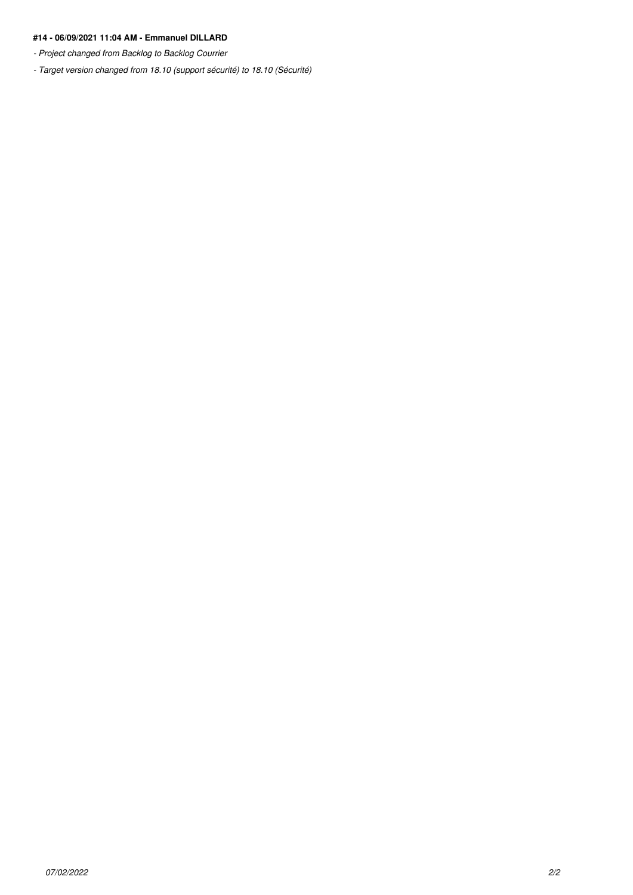**#14 - 06/09/2021 11:04 AM - Emmanuel DILLARD**

*- Project changed from Backlog to Backlog Courrier*

*- Target version changed from 18.10 (support sécurité) to 18.10 (Sécurité)*